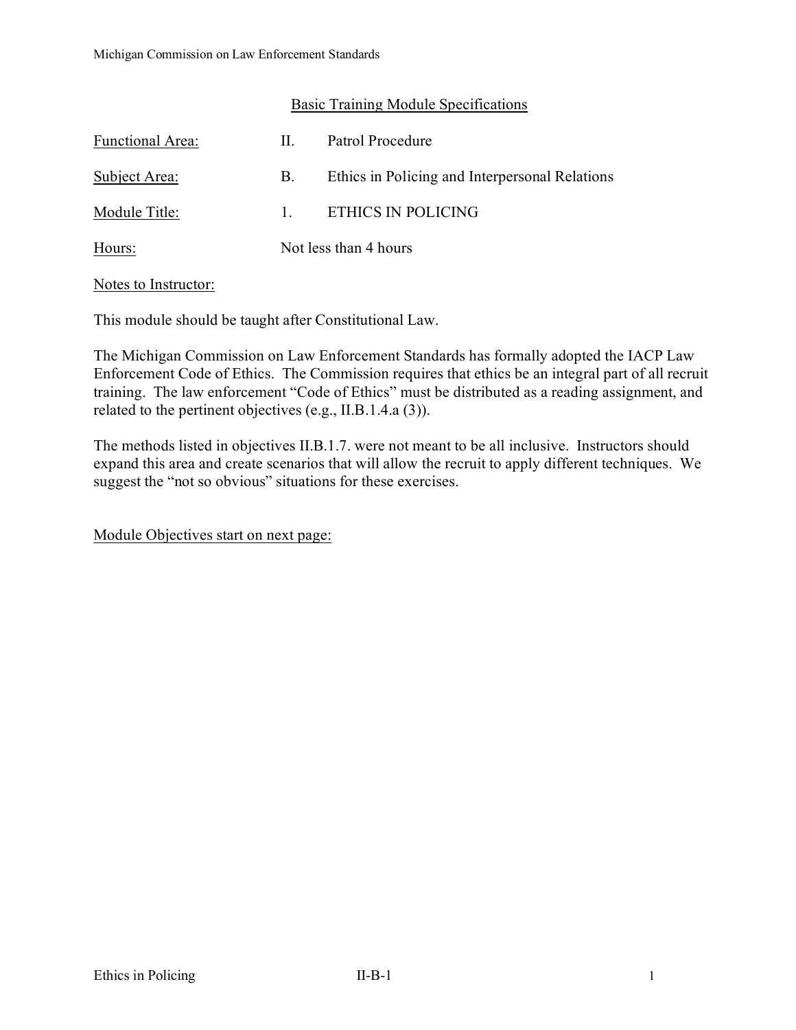# Basic Training Module Specifications

| | | |
|---|---|---|
| Functional Area: | II. | Patrol Procedure |
| Subject Area: | B. | Ethics in Policing and Interpersonal Relations |
| Module Title: | 1. | ETHICS IN POLICING |
| Hours: | Not less than 4 hours | |

Notes to Instructor:

This module should be taught after Constitutional Law.

The Michigan Commission on Law Enforcement Standards has formally adopted the IACP Law Enforcement Code of Ethics. The Commission requires that ethics be an integral part of all recruit training. The law enforcement "Code of Ethics" must be distributed as a reading assignment, and related to the pertinent objectives (e.g., II.B.1.4.a (3)).

The methods listed in objectives II.B.1.7. were not meant to be all inclusive. Instructors should expand this area and create scenarios that will allow the recruit to apply different techniques. We suggest the "not so obvious" situations for these exercises.

Module Objectives start on next page: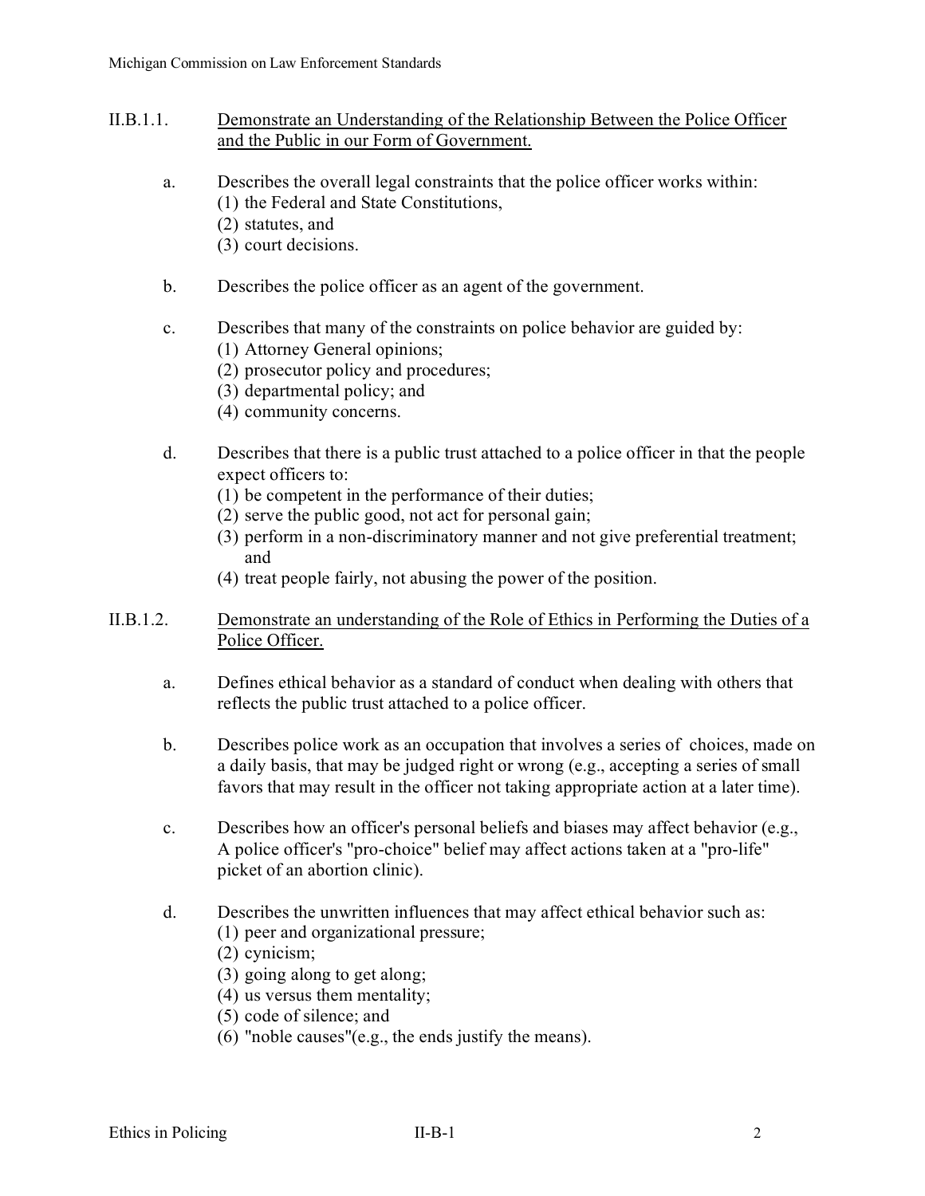## II.B.1.1. Demonstrate an Understanding of the Relationship Between the Police Officer and the Public in our Form of Government.

a. Describes the overall legal constraints that the police officer works within:
   (1) the Federal and State Constitutions,
   (2) statutes, and
   (3) court decisions.

b. Describes the police officer as an agent of the government.

c. Describes that many of the constraints on police behavior are guided by:
   (1) Attorney General opinions;
   (2) prosecutor policy and procedures;
   (3) departmental policy; and
   (4) community concerns.

d. Describes that there is a public trust attached to a police officer in that the people expect officers to:
   (1) be competent in the performance of their duties;
   (2) serve the public good, not act for personal gain;
   (3) perform in a non-discriminatory manner and not give preferential treatment; and
   (4) treat people fairly, not abusing the power of the position.

## II.B.1.2. Demonstrate an understanding of the Role of Ethics in Performing the Duties of a Police Officer.

a. Defines ethical behavior as a standard of conduct when dealing with others that reflects the public trust attached to a police officer.

b. Describes police work as an occupation that involves a series of choices, made on a daily basis, that may be judged right or wrong (e.g., accepting a series of small favors that may result in the officer not taking appropriate action at a later time).

c. Describes how an officer's personal beliefs and biases may affect behavior (e.g., A police officer's "pro-choice" belief may affect actions taken at a "pro-life" picket of an abortion clinic).

d. Describes the unwritten influences that may affect ethical behavior such as:
   (1) peer and organizational pressure;
   (2) cynicism;
   (3) going along to get along;
   (4) us versus them mentality;
   (5) code of silence; and
   (6) "noble causes"(e.g., the ends justify the means).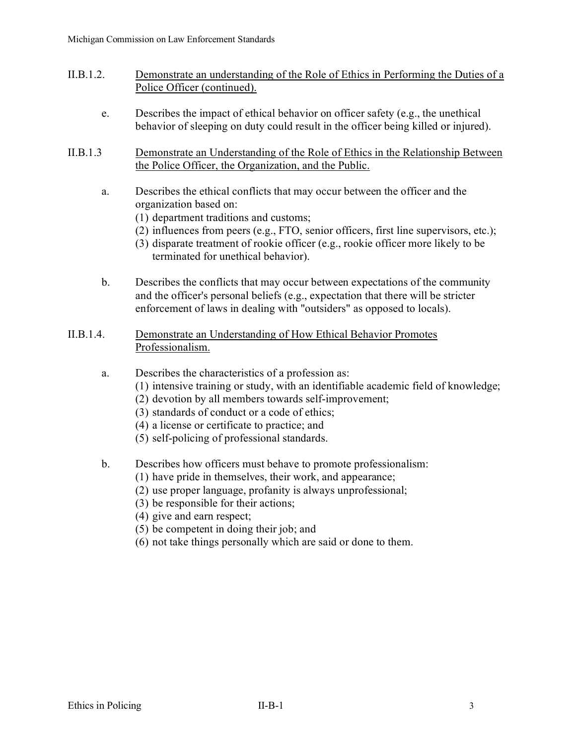II.B.1.2. <u>Demonstrate an understanding of the Role of Ethics in Performing the Duties of a Police Officer (continued).</u>

e. Describes the impact of ethical behavior on officer safety (e.g., the unethical behavior of sleeping on duty could result in the officer being killed or injured).

II.B.1.3 <u>Demonstrate an Understanding of the Role of Ethics in the Relationship Between the Police Officer, the Organization, and the Public.</u>

a. Describes the ethical conflicts that may occur between the officer and the organization based on:
   (1) department traditions and customs;
   (2) influences from peers (e.g., FTO, senior officers, first line supervisors, etc.);
   (3) disparate treatment of rookie officer (e.g., rookie officer more likely to be terminated for unethical behavior).

b. Describes the conflicts that may occur between expectations of the community and the officer's personal beliefs (e.g., expectation that there will be stricter enforcement of laws in dealing with "outsiders" as opposed to locals).

II.B.1.4. <u>Demonstrate an Understanding of How Ethical Behavior Promotes Professionalism.</u>

a. Describes the characteristics of a profession as:
   (1) intensive training or study, with an identifiable academic field of knowledge;
   (2) devotion by all members towards self-improvement;
   (3) standards of conduct or a code of ethics;
   (4) a license or certificate to practice; and
   (5) self-policing of professional standards.

b. Describes how officers must behave to promote professionalism:
   (1) have pride in themselves, their work, and appearance;
   (2) use proper language, profanity is always unprofessional;
   (3) be responsible for their actions;
   (4) give and earn respect;
   (5) be competent in doing their job; and
   (6) not take things personally which are said or done to them.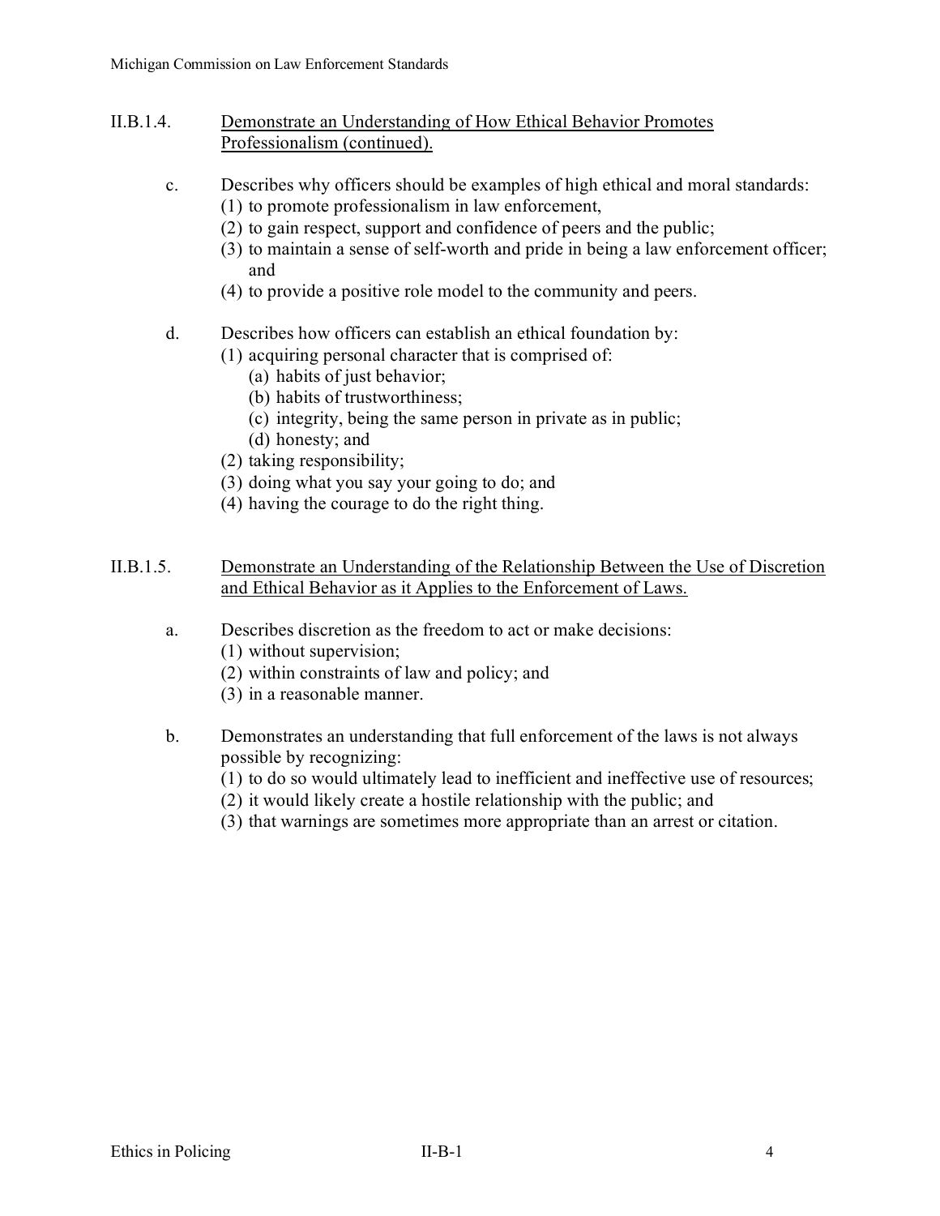## II.B.1.4. <u>Demonstrate an Understanding of How Ethical Behavior Promotes Professionalism (continued).</u>

c. Describes why officers should be examples of high ethical and moral standards:
   (1) to promote professionalism in law enforcement,
   (2) to gain respect, support and confidence of peers and the public;
   (3) to maintain a sense of self-worth and pride in being a law enforcement officer; and
   (4) to provide a positive role model to the community and peers.

d. Describes how officers can establish an ethical foundation by:
   (1) acquiring personal character that is comprised of:
      (a) habits of just behavior;
      (b) habits of trustworthiness;
      (c) integrity, being the same person in private as in public;
      (d) honesty; and
   (2) taking responsibility;
   (3) doing what you say your going to do; and
   (4) having the courage to do the right thing.

## II.B.1.5. <u>Demonstrate an Understanding of the Relationship Between the Use of Discretion and Ethical Behavior as it Applies to the Enforcement of Laws.</u>

a. Describes discretion as the freedom to act or make decisions:
   (1) without supervision;
   (2) within constraints of law and policy; and
   (3) in a reasonable manner.

b. Demonstrates an understanding that full enforcement of the laws is not always possible by recognizing:
   (1) to do so would ultimately lead to inefficient and ineffective use of resources;
   (2) it would likely create a hostile relationship with the public; and
   (3) that warnings are sometimes more appropriate than an arrest or citation.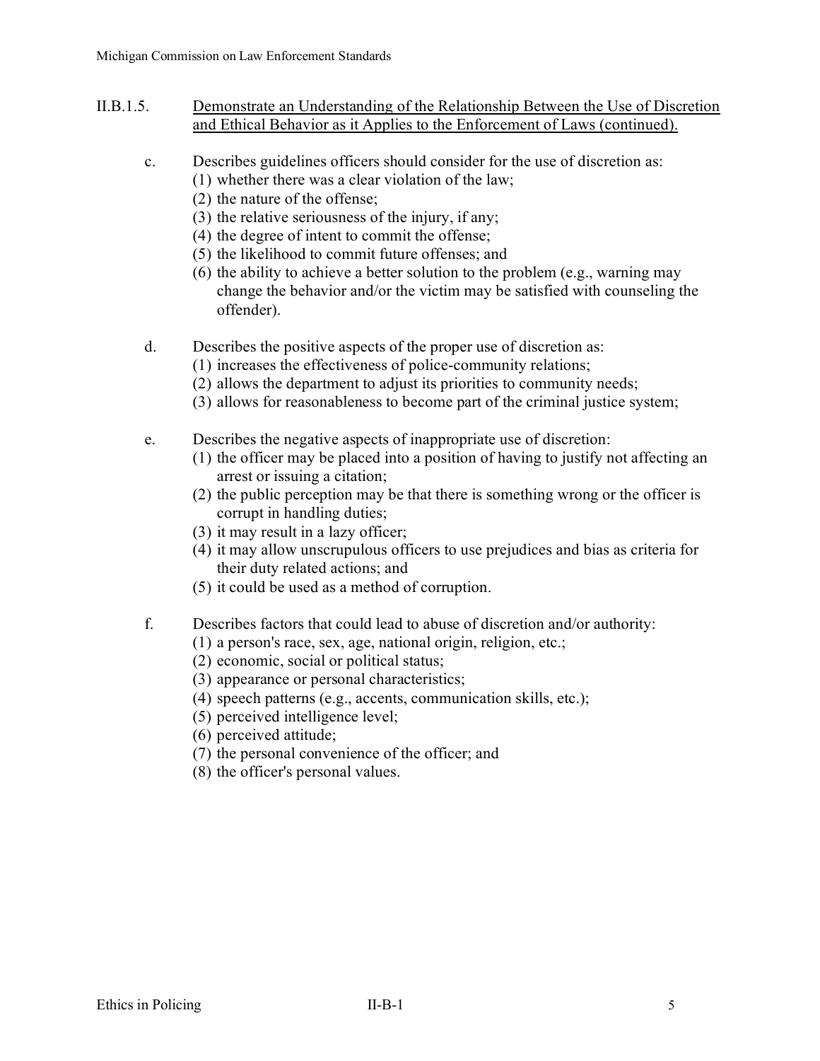II.B.1.5. Demonstrate an Understanding of the Relationship Between the Use of Discretion and Ethical Behavior as it Applies to the Enforcement of Laws (continued).

c. Describes guidelines officers should consider for the use of discretion as:
   (1) whether there was a clear violation of the law;
   (2) the nature of the offense;
   (3) the relative seriousness of the injury, if any;
   (4) the degree of intent to commit the offense;
   (5) the likelihood to commit future offenses; and
   (6) the ability to achieve a better solution to the problem (e.g., warning may change the behavior and/or the victim may be satisfied with counseling the offender).

d. Describes the positive aspects of the proper use of discretion as:
   (1) increases the effectiveness of police-community relations;
   (2) allows the department to adjust its priorities to community needs;
   (3) allows for reasonableness to become part of the criminal justice system;

e. Describes the negative aspects of inappropriate use of discretion:
   (1) the officer may be placed into a position of having to justify not affecting an arrest or issuing a citation;
   (2) the public perception may be that there is something wrong or the officer is corrupt in handling duties;
   (3) it may result in a lazy officer;
   (4) it may allow unscrupulous officers to use prejudices and bias as criteria for their duty related actions; and
   (5) it could be used as a method of corruption.

f. Describes factors that could lead to abuse of discretion and/or authority:
   (1) a person's race, sex, age, national origin, religion, etc.;
   (2) economic, social or political status;
   (3) appearance or personal characteristics;
   (4) speech patterns (e.g., accents, communication skills, etc.);
   (5) perceived intelligence level;
   (6) perceived attitude;
   (7) the personal convenience of the officer; and
   (8) the officer's personal values.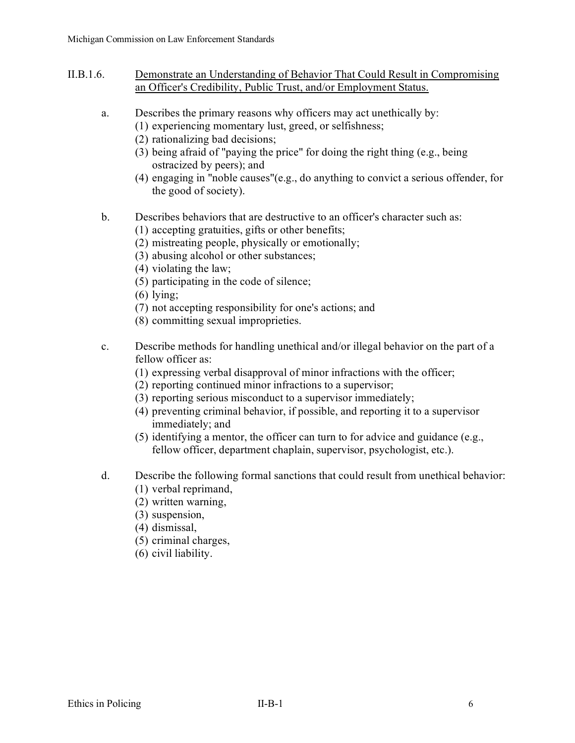## II.B.1.6. Demonstrate an Understanding of Behavior That Could Result in Compromising an Officer's Credibility, Public Trust, and/or Employment Status.

a. Describes the primary reasons why officers may act unethically by:
   (1) experiencing momentary lust, greed, or selfishness;
   (2) rationalizing bad decisions;
   (3) being afraid of "paying the price" for doing the right thing (e.g., being ostracized by peers); and
   (4) engaging in "noble causes"(e.g., do anything to convict a serious offender, for the good of society).

b. Describes behaviors that are destructive to an officer's character such as:
   (1) accepting gratuities, gifts or other benefits;
   (2) mistreating people, physically or emotionally;
   (3) abusing alcohol or other substances;
   (4) violating the law;
   (5) participating in the code of silence;
   (6) lying;
   (7) not accepting responsibility for one's actions; and
   (8) committing sexual improprieties.

c. Describe methods for handling unethical and/or illegal behavior on the part of a fellow officer as:
   (1) expressing verbal disapproval of minor infractions with the officer;
   (2) reporting continued minor infractions to a supervisor;
   (3) reporting serious misconduct to a supervisor immediately;
   (4) preventing criminal behavior, if possible, and reporting it to a supervisor immediately; and
   (5) identifying a mentor, the officer can turn to for advice and guidance (e.g., fellow officer, department chaplain, supervisor, psychologist, etc.).

d. Describe the following formal sanctions that could result from unethical behavior:
   (1) verbal reprimand,
   (2) written warning,
   (3) suspension,
   (4) dismissal,
   (5) criminal charges,
   (6) civil liability.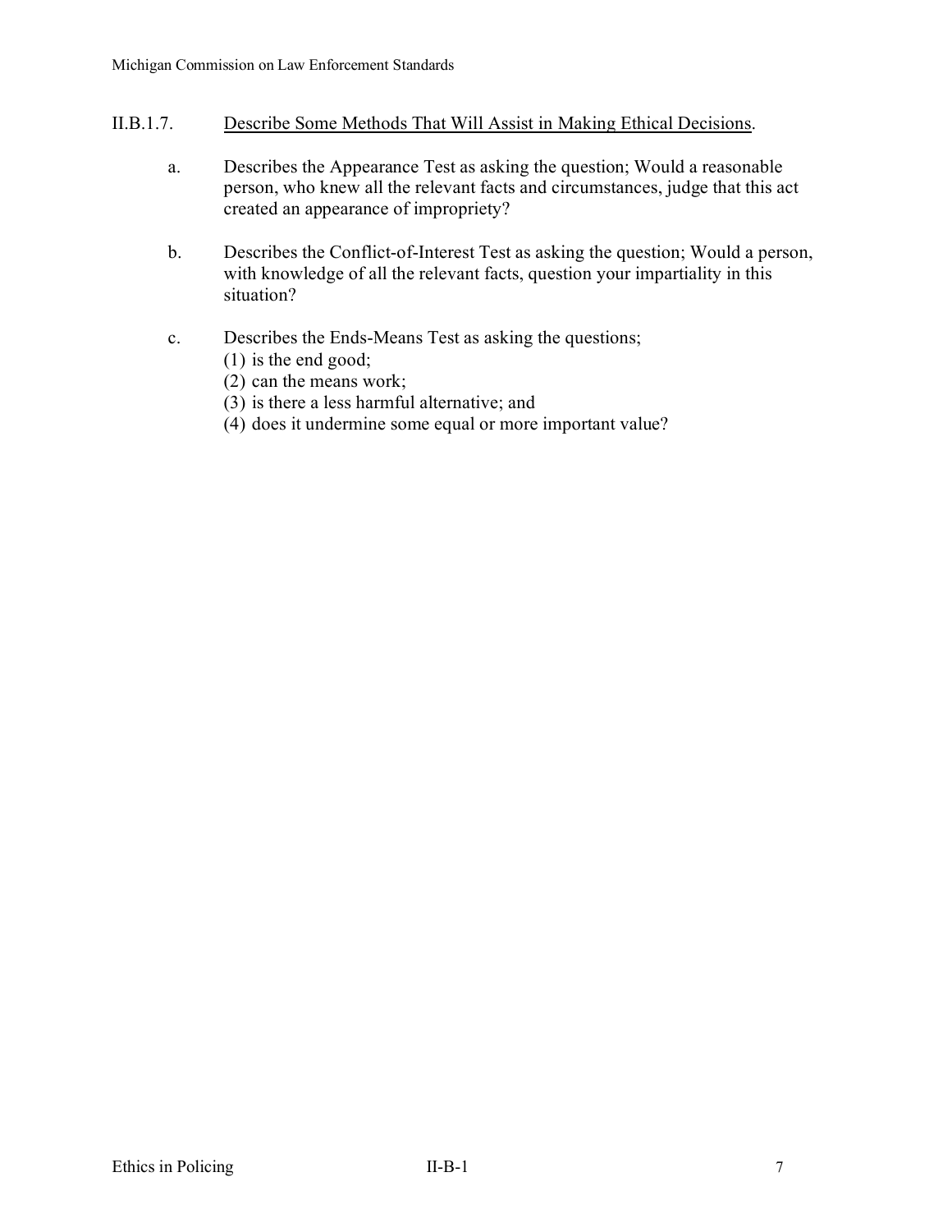II.B.1.7. <u>Describe Some Methods That Will Assist in Making Ethical Decisions</u>.

a. Describes the Appearance Test as asking the question; Would a reasonable person, who knew all the relevant facts and circumstances, judge that this act created an appearance of impropriety?

b. Describes the Conflict-of-Interest Test as asking the question; Would a person, with knowledge of all the relevant facts, question your impartiality in this situation?

c. Describes the Ends-Means Test as asking the questions;
   (1) is the end good;
   (2) can the means work;
   (3) is there a less harmful alternative; and
   (4) does it undermine some equal or more important value?